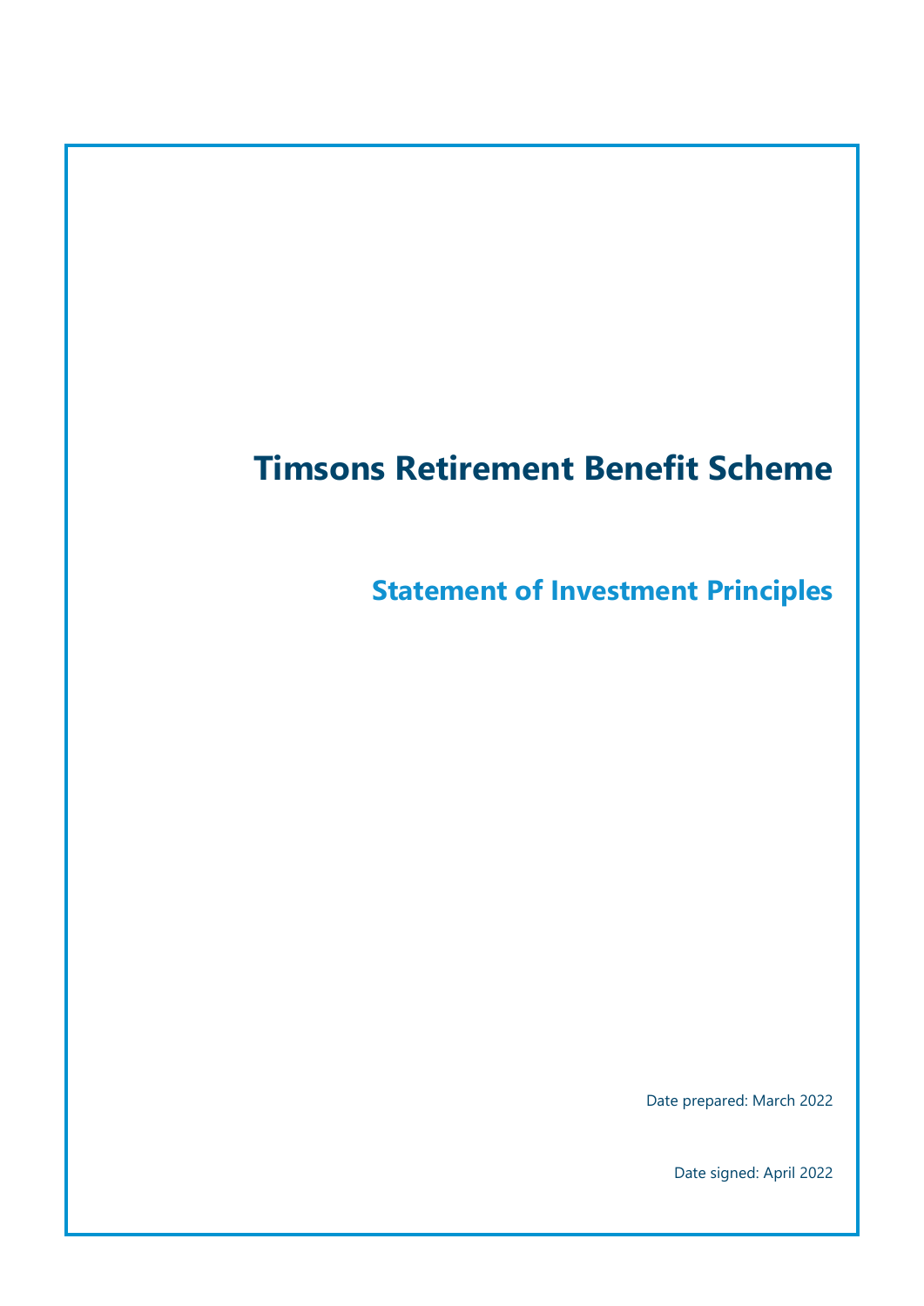# Timsons Retirement Benefit Scheme

## Statement of Investment Principles

Date prepared: March 2022

Date signed: April 2022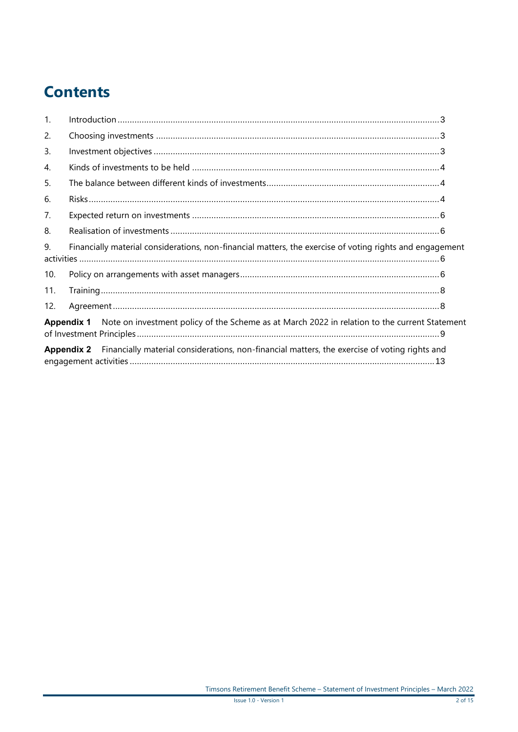# Contents

1. Introduction ... 3
2. Choosing investments ... 3
3. Investment objectives ... 3
4. Kinds of investments to be held ... 4
5. The balance between different kinds of investments ... 4
6. Risks ... 4
7. Expected return on investments ... 6
8. Realisation of investments ... 6
9. Financially material considerations, non-financial matters, the exercise of voting rights and engagement activities ... 6
10. Policy on arrangements with asset managers ... 6
11. Training ... 8
12. Agreement ... 8

**Appendix 1** Note on investment policy of the Scheme as at March 2022 in relation to the current Statement of Investment Principles ... 9

**Appendix 2** Financially material considerations, non-financial matters, the exercise of voting rights and engagement activities ... 13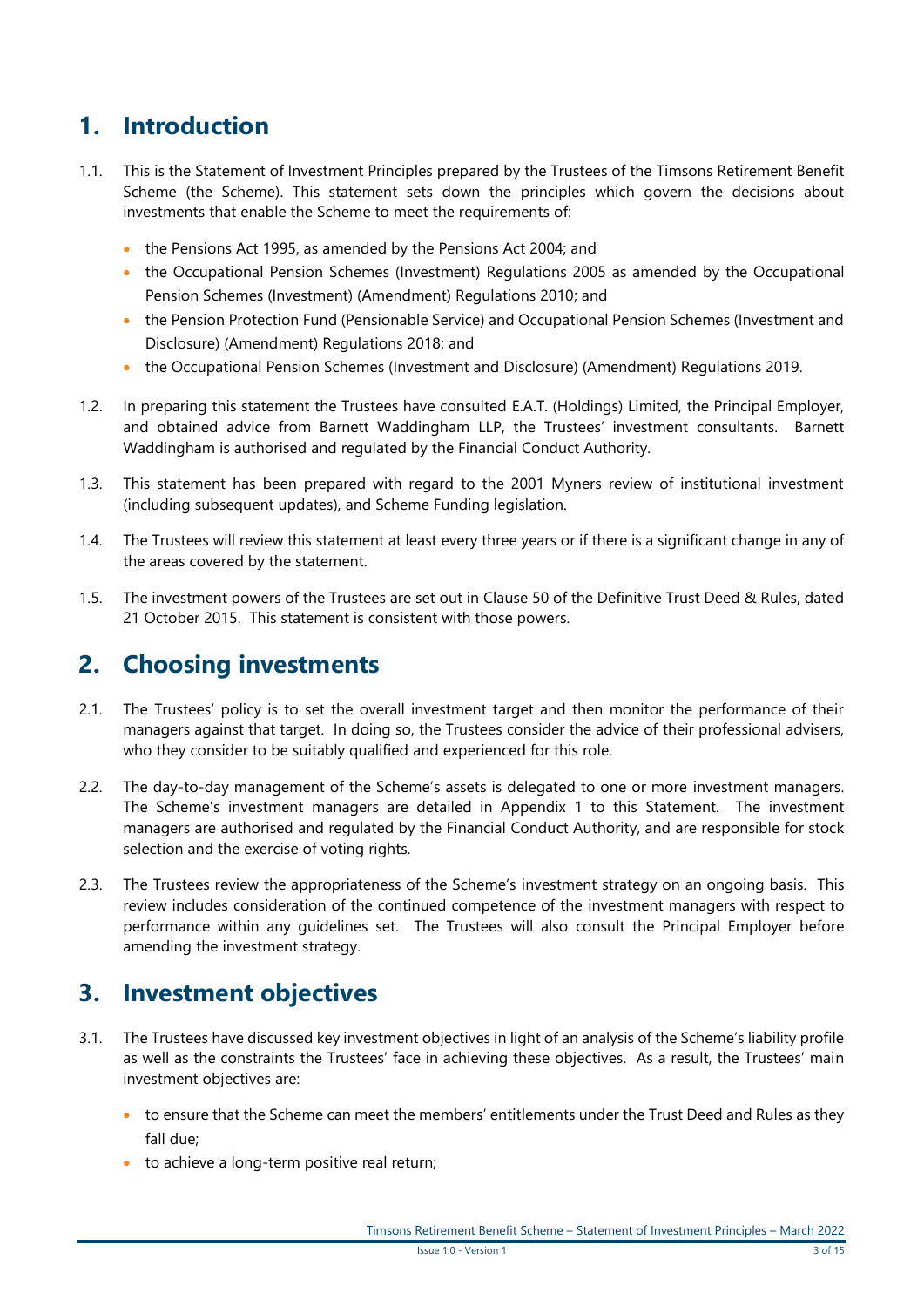# 1. Introduction

1.1. This is the Statement of Investment Principles prepared by the Trustees of the Timsons Retirement Benefit Scheme (the Scheme). This statement sets down the principles which govern the decisions about investments that enable the Scheme to meet the requirements of:

- the Pensions Act 1995, as amended by the Pensions Act 2004; and
- the Occupational Pension Schemes (Investment) Regulations 2005 as amended by the Occupational Pension Schemes (Investment) (Amendment) Regulations 2010; and
- the Pension Protection Fund (Pensionable Service) and Occupational Pension Schemes (Investment and Disclosure) (Amendment) Regulations 2018; and
- the Occupational Pension Schemes (Investment and Disclosure) (Amendment) Regulations 2019.

1.2. In preparing this statement the Trustees have consulted E.A.T. (Holdings) Limited, the Principal Employer, and obtained advice from Barnett Waddingham LLP, the Trustees' investment consultants. Barnett Waddingham is authorised and regulated by the Financial Conduct Authority.

1.3. This statement has been prepared with regard to the 2001 Myners review of institutional investment (including subsequent updates), and Scheme Funding legislation.

1.4. The Trustees will review this statement at least every three years or if there is a significant change in any of the areas covered by the statement.

1.5. The investment powers of the Trustees are set out in Clause 50 of the Definitive Trust Deed & Rules, dated 21 October 2015. This statement is consistent with those powers.

# 2. Choosing investments

2.1. The Trustees' policy is to set the overall investment target and then monitor the performance of their managers against that target. In doing so, the Trustees consider the advice of their professional advisers, who they consider to be suitably qualified and experienced for this role.

2.2. The day-to-day management of the Scheme's assets is delegated to one or more investment managers. The Scheme's investment managers are detailed in Appendix 1 to this Statement. The investment managers are authorised and regulated by the Financial Conduct Authority, and are responsible for stock selection and the exercise of voting rights.

2.3. The Trustees review the appropriateness of the Scheme's investment strategy on an ongoing basis. This review includes consideration of the continued competence of the investment managers with respect to performance within any guidelines set. The Trustees will also consult the Principal Employer before amending the investment strategy.

# 3. Investment objectives

3.1. The Trustees have discussed key investment objectives in light of an analysis of the Scheme's liability profile as well as the constraints the Trustees' face in achieving these objectives. As a result, the Trustees' main investment objectives are:

- to ensure that the Scheme can meet the members' entitlements under the Trust Deed and Rules as they fall due;
- to achieve a long-term positive real return;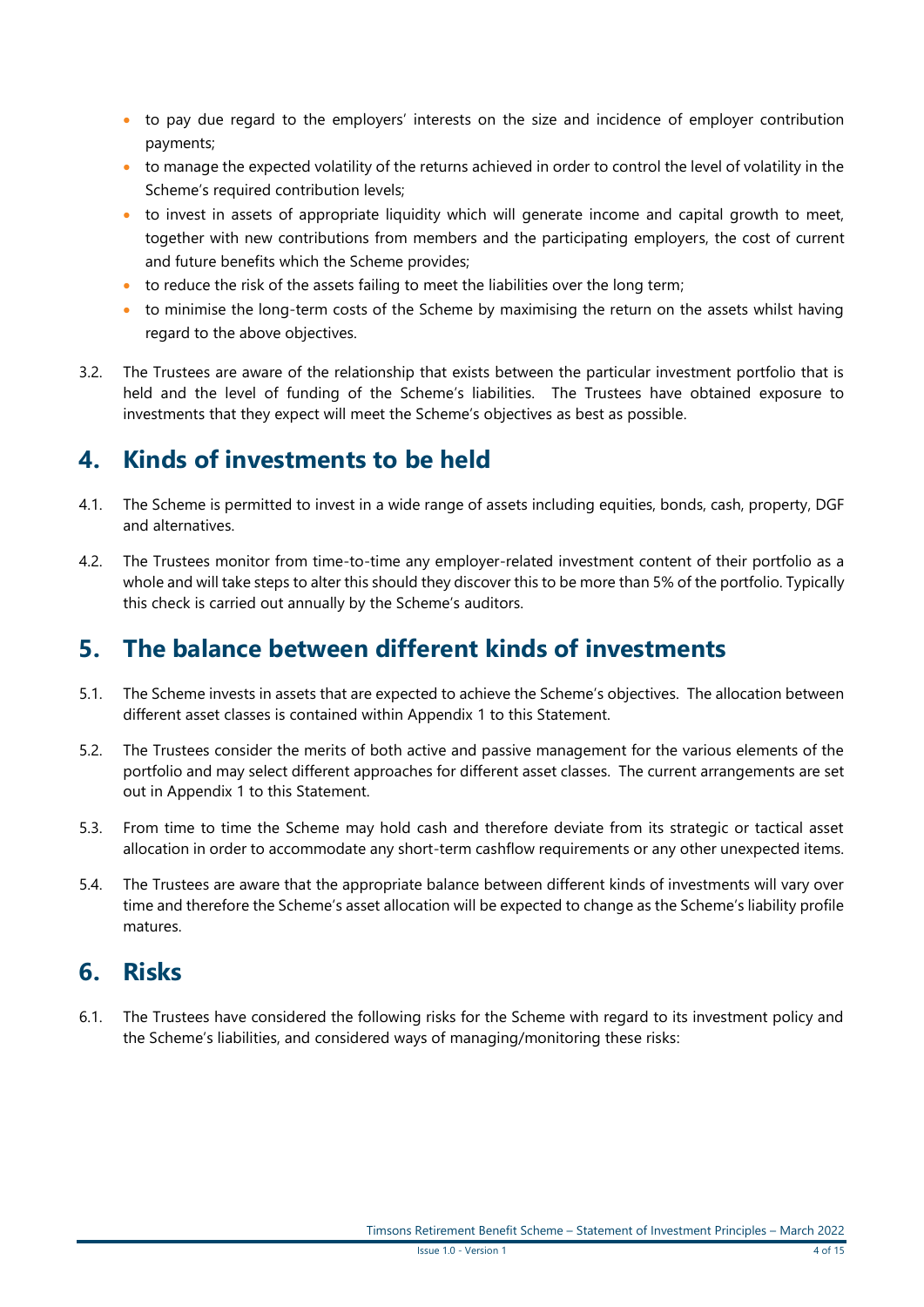- to pay due regard to the employers' interests on the size and incidence of employer contribution payments;
- to manage the expected volatility of the returns achieved in order to control the level of volatility in the Scheme's required contribution levels;
- to invest in assets of appropriate liquidity which will generate income and capital growth to meet, together with new contributions from members and the participating employers, the cost of current and future benefits which the Scheme provides;
- to reduce the risk of the assets failing to meet the liabilities over the long term;
- to minimise the long-term costs of the Scheme by maximising the return on the assets whilst having regard to the above objectives.

3.2. The Trustees are aware of the relationship that exists between the particular investment portfolio that is held and the level of funding of the Scheme's liabilities. The Trustees have obtained exposure to investments that they expect will meet the Scheme's objectives as best as possible.

## 4. Kinds of investments to be held

4.1. The Scheme is permitted to invest in a wide range of assets including equities, bonds, cash, property, DGF and alternatives.

4.2. The Trustees monitor from time-to-time any employer-related investment content of their portfolio as a whole and will take steps to alter this should they discover this to be more than 5% of the portfolio. Typically this check is carried out annually by the Scheme's auditors.

## 5. The balance between different kinds of investments

5.1. The Scheme invests in assets that are expected to achieve the Scheme's objectives. The allocation between different asset classes is contained within Appendix 1 to this Statement.

5.2. The Trustees consider the merits of both active and passive management for the various elements of the portfolio and may select different approaches for different asset classes. The current arrangements are set out in Appendix 1 to this Statement.

5.3. From time to time the Scheme may hold cash and therefore deviate from its strategic or tactical asset allocation in order to accommodate any short-term cashflow requirements or any other unexpected items.

5.4. The Trustees are aware that the appropriate balance between different kinds of investments will vary over time and therefore the Scheme's asset allocation will be expected to change as the Scheme's liability profile matures.

## 6. Risks

6.1. The Trustees have considered the following risks for the Scheme with regard to its investment policy and the Scheme's liabilities, and considered ways of managing/monitoring these risks: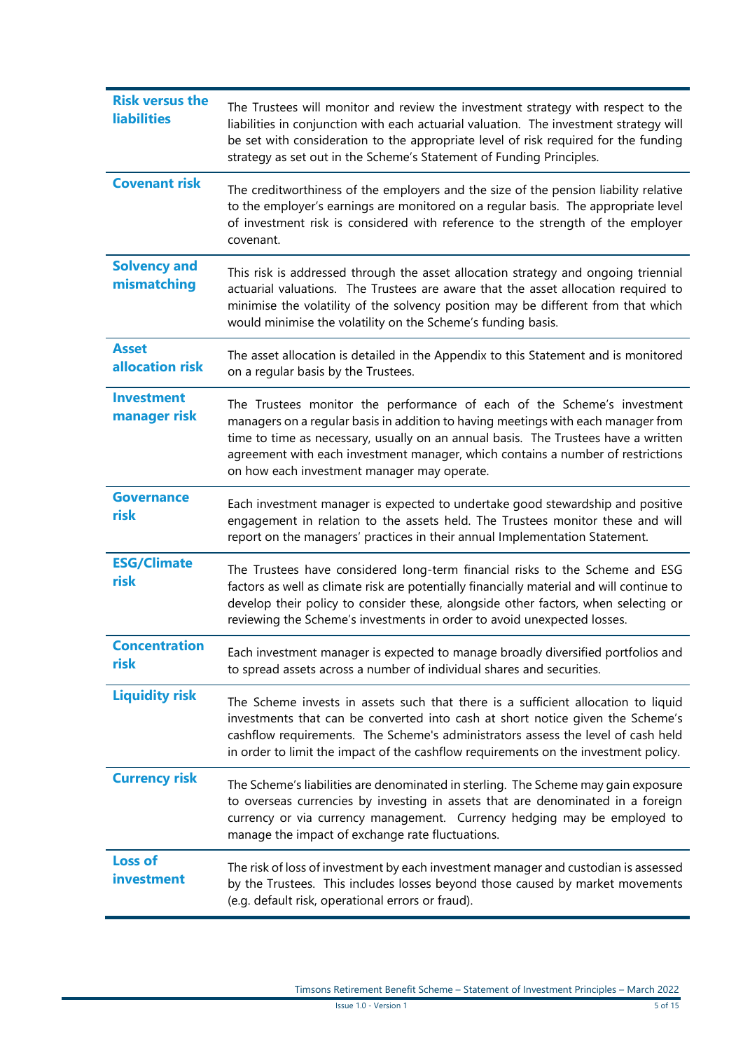| | |
|---|---|
| **Risk versus the liabilities** | The Trustees will monitor and review the investment strategy with respect to the liabilities in conjunction with each actuarial valuation. The investment strategy will be set with consideration to the appropriate level of risk required for the funding strategy as set out in the Scheme's Statement of Funding Principles. |
| **Covenant risk** | The creditworthiness of the employers and the size of the pension liability relative to the employer's earnings are monitored on a regular basis. The appropriate level of investment risk is considered with reference to the strength of the employer covenant. |
| **Solvency and mismatching** | This risk is addressed through the asset allocation strategy and ongoing triennial actuarial valuations. The Trustees are aware that the asset allocation required to minimise the volatility of the solvency position may be different from that which would minimise the volatility on the Scheme's funding basis. |
| **Asset allocation risk** | The asset allocation is detailed in the Appendix to this Statement and is monitored on a regular basis by the Trustees. |
| **Investment manager risk** | The Trustees monitor the performance of each of the Scheme's investment managers on a regular basis in addition to having meetings with each manager from time to time as necessary, usually on an annual basis. The Trustees have a written agreement with each investment manager, which contains a number of restrictions on how each investment manager may operate. |
| **Governance risk** | Each investment manager is expected to undertake good stewardship and positive engagement in relation to the assets held. The Trustees monitor these and will report on the managers' practices in their annual Implementation Statement. |
| **ESG/Climate risk** | The Trustees have considered long-term financial risks to the Scheme and ESG factors as well as climate risk are potentially financially material and will continue to develop their policy to consider these, alongside other factors, when selecting or reviewing the Scheme's investments in order to avoid unexpected losses. |
| **Concentration risk** | Each investment manager is expected to manage broadly diversified portfolios and to spread assets across a number of individual shares and securities. |
| **Liquidity risk** | The Scheme invests in assets such that there is a sufficient allocation to liquid investments that can be converted into cash at short notice given the Scheme's cashflow requirements. The Scheme's administrators assess the level of cash held in order to limit the impact of the cashflow requirements on the investment policy. |
| **Currency risk** | The Scheme's liabilities are denominated in sterling. The Scheme may gain exposure to overseas currencies by investing in assets that are denominated in a foreign currency or via currency management. Currency hedging may be employed to manage the impact of exchange rate fluctuations. |
| **Loss of investment** | The risk of loss of investment by each investment manager and custodian is assessed by the Trustees. This includes losses beyond those caused by market movements (e.g. default risk, operational errors or fraud). |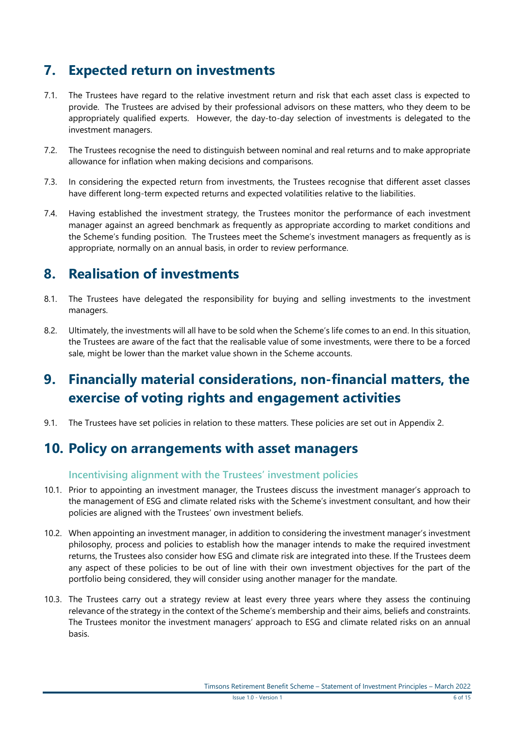## 7. Expected return on investments

7.1. The Trustees have regard to the relative investment return and risk that each asset class is expected to provide. The Trustees are advised by their professional advisors on these matters, who they deem to be appropriately qualified experts. However, the day-to-day selection of investments is delegated to the investment managers.

7.2. The Trustees recognise the need to distinguish between nominal and real returns and to make appropriate allowance for inflation when making decisions and comparisons.

7.3. In considering the expected return from investments, the Trustees recognise that different asset classes have different long-term expected returns and expected volatilities relative to the liabilities.

7.4. Having established the investment strategy, the Trustees monitor the performance of each investment manager against an agreed benchmark as frequently as appropriate according to market conditions and the Scheme's funding position. The Trustees meet the Scheme's investment managers as frequently as is appropriate, normally on an annual basis, in order to review performance.

## 8. Realisation of investments

8.1. The Trustees have delegated the responsibility for buying and selling investments to the investment managers.

8.2. Ultimately, the investments will all have to be sold when the Scheme's life comes to an end. In this situation, the Trustees are aware of the fact that the realisable value of some investments, were there to be a forced sale, might be lower than the market value shown in the Scheme accounts.

## 9. Financially material considerations, non-financial matters, the exercise of voting rights and engagement activities

9.1. The Trustees have set policies in relation to these matters. These policies are set out in Appendix 2.

## 10. Policy on arrangements with asset managers

### Incentivising alignment with the Trustees' investment policies

10.1. Prior to appointing an investment manager, the Trustees discuss the investment manager's approach to the management of ESG and climate related risks with the Scheme's investment consultant, and how their policies are aligned with the Trustees' own investment beliefs.

10.2. When appointing an investment manager, in addition to considering the investment manager's investment philosophy, process and policies to establish how the manager intends to make the required investment returns, the Trustees also consider how ESG and climate risk are integrated into these. If the Trustees deem any aspect of these policies to be out of line with their own investment objectives for the part of the portfolio being considered, they will consider using another manager for the mandate.

10.3. The Trustees carry out a strategy review at least every three years where they assess the continuing relevance of the strategy in the context of the Scheme's membership and their aims, beliefs and constraints. The Trustees monitor the investment managers' approach to ESG and climate related risks on an annual basis.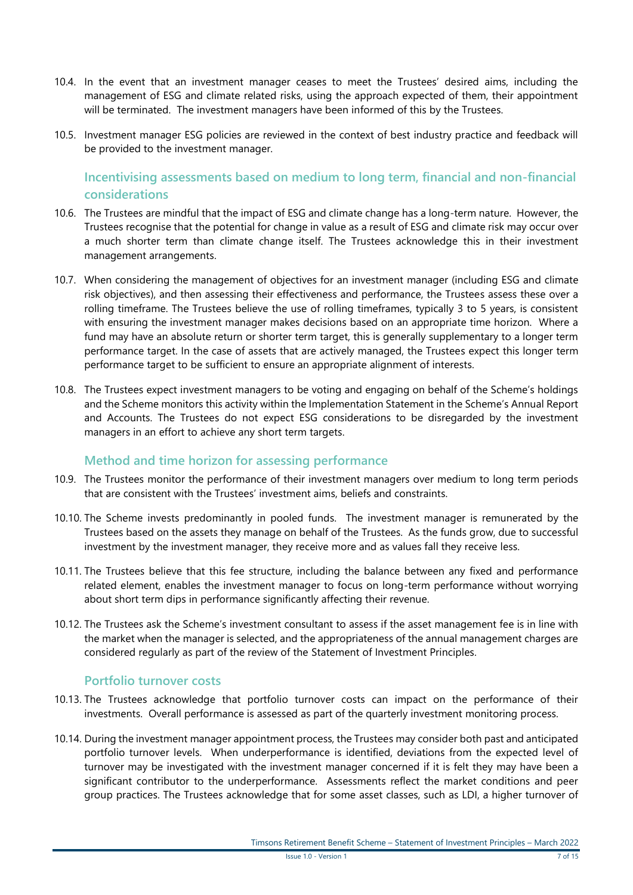10.4. In the event that an investment manager ceases to meet the Trustees' desired aims, including the management of ESG and climate related risks, using the approach expected of them, their appointment will be terminated. The investment managers have been informed of this by the Trustees.

10.5. Investment manager ESG policies are reviewed in the context of best industry practice and feedback will be provided to the investment manager.

### Incentivising assessments based on medium to long term, financial and non-financial considerations

10.6. The Trustees are mindful that the impact of ESG and climate change has a long-term nature. However, the Trustees recognise that the potential for change in value as a result of ESG and climate risk may occur over a much shorter term than climate change itself. The Trustees acknowledge this in their investment management arrangements.

10.7. When considering the management of objectives for an investment manager (including ESG and climate risk objectives), and then assessing their effectiveness and performance, the Trustees assess these over a rolling timeframe. The Trustees believe the use of rolling timeframes, typically 3 to 5 years, is consistent with ensuring the investment manager makes decisions based on an appropriate time horizon. Where a fund may have an absolute return or shorter term target, this is generally supplementary to a longer term performance target. In the case of assets that are actively managed, the Trustees expect this longer term performance target to be sufficient to ensure an appropriate alignment of interests.

10.8. The Trustees expect investment managers to be voting and engaging on behalf of the Scheme's holdings and the Scheme monitors this activity within the Implementation Statement in the Scheme's Annual Report and Accounts. The Trustees do not expect ESG considerations to be disregarded by the investment managers in an effort to achieve any short term targets.

### Method and time horizon for assessing performance

10.9. The Trustees monitor the performance of their investment managers over medium to long term periods that are consistent with the Trustees' investment aims, beliefs and constraints.

10.10. The Scheme invests predominantly in pooled funds. The investment manager is remunerated by the Trustees based on the assets they manage on behalf of the Trustees. As the funds grow, due to successful investment by the investment manager, they receive more and as values fall they receive less.

10.11. The Trustees believe that this fee structure, including the balance between any fixed and performance related element, enables the investment manager to focus on long-term performance without worrying about short term dips in performance significantly affecting their revenue.

10.12. The Trustees ask the Scheme's investment consultant to assess if the asset management fee is in line with the market when the manager is selected, and the appropriateness of the annual management charges are considered regularly as part of the review of the Statement of Investment Principles.

### Portfolio turnover costs

10.13. The Trustees acknowledge that portfolio turnover costs can impact on the performance of their investments. Overall performance is assessed as part of the quarterly investment monitoring process.

10.14. During the investment manager appointment process, the Trustees may consider both past and anticipated portfolio turnover levels. When underperformance is identified, deviations from the expected level of turnover may be investigated with the investment manager concerned if it is felt they may have been a significant contributor to the underperformance. Assessments reflect the market conditions and peer group practices. The Trustees acknowledge that for some asset classes, such as LDI, a higher turnover of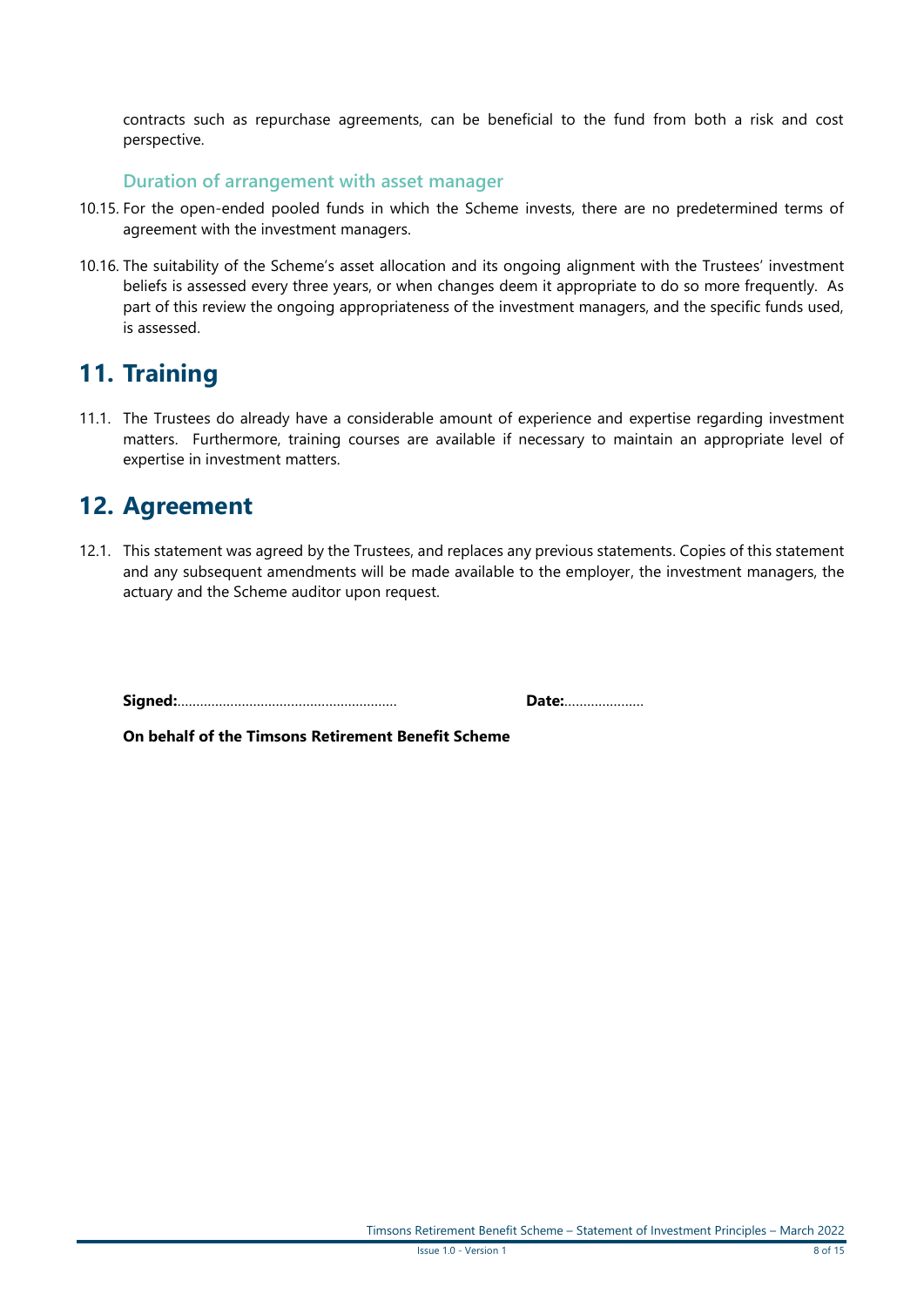contracts such as repurchase agreements, can be beneficial to the fund from both a risk and cost perspective.

### Duration of arrangement with asset manager

10.15. For the open-ended pooled funds in which the Scheme invests, there are no predetermined terms of agreement with the investment managers.

10.16. The suitability of the Scheme's asset allocation and its ongoing alignment with the Trustees' investment beliefs is assessed every three years, or when changes deem it appropriate to do so more frequently. As part of this review the ongoing appropriateness of the investment managers, and the specific funds used, is assessed.

## 11. Training

11.1. The Trustees do already have a considerable amount of experience and expertise regarding investment matters. Furthermore, training courses are available if necessary to maintain an appropriate level of expertise in investment matters.

## 12. Agreement

12.1. This statement was agreed by the Trustees, and replaces any previous statements. Copies of this statement and any subsequent amendments will be made available to the employer, the investment managers, the actuary and the Scheme auditor upon request.

**Signed:**………………………………………………… **Date:**…………………

**On behalf of the Timsons Retirement Benefit Scheme**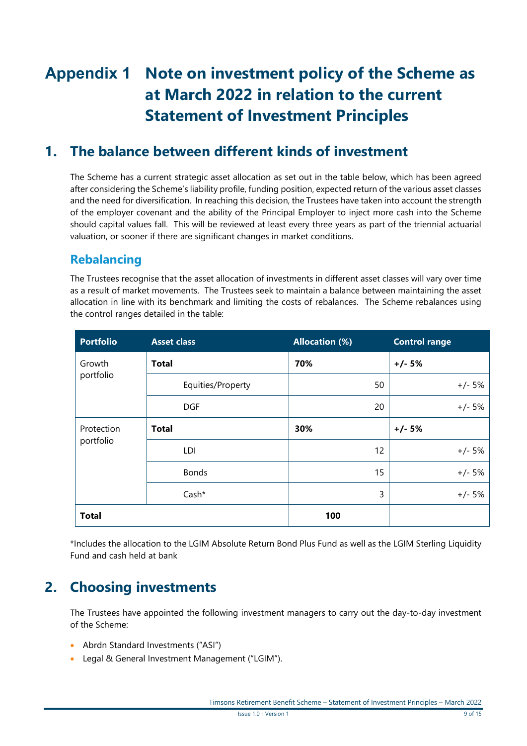# Appendix 1 Note on investment policy of the Scheme as at March 2022 in relation to the current Statement of Investment Principles

## 1. The balance between different kinds of investment

The Scheme has a current strategic asset allocation as set out in the table below, which has been agreed after considering the Scheme's liability profile, funding position, expected return of the various asset classes and the need for diversification. In reaching this decision, the Trustees have taken into account the strength of the employer covenant and the ability of the Principal Employer to inject more cash into the Scheme should capital values fall. This will be reviewed at least every three years as part of the triennial actuarial valuation, or sooner if there are significant changes in market conditions.

### Rebalancing

The Trustees recognise that the asset allocation of investments in different asset classes will vary over time as a result of market movements. The Trustees seek to maintain a balance between maintaining the asset allocation in line with its benchmark and limiting the costs of rebalances. The Scheme rebalances using the control ranges detailed in the table:

| Portfolio | Asset class | Allocation (%) | Control range |
|---|---|---|---|
| Growth portfolio | **Total** | **70%** | **+/- 5%** |
| | Equities/Property | 50 | +/- 5% |
| | DGF | 20 | +/- 5% |
| Protection portfolio | **Total** | **30%** | **+/- 5%** |
| | LDI | 12 | +/- 5% |
| | Bonds | 15 | +/- 5% |
| | Cash* | 3 | +/- 5% |
| **Total** | | **100** | |

*Includes the allocation to the LGIM Absolute Return Bond Plus Fund as well as the LGIM Sterling Liquidity Fund and cash held at bank

## 2. Choosing investments

The Trustees have appointed the following investment managers to carry out the day-to-day investment of the Scheme:

- Abrdn Standard Investments ("ASI")
- Legal & General Investment Management ("LGIM").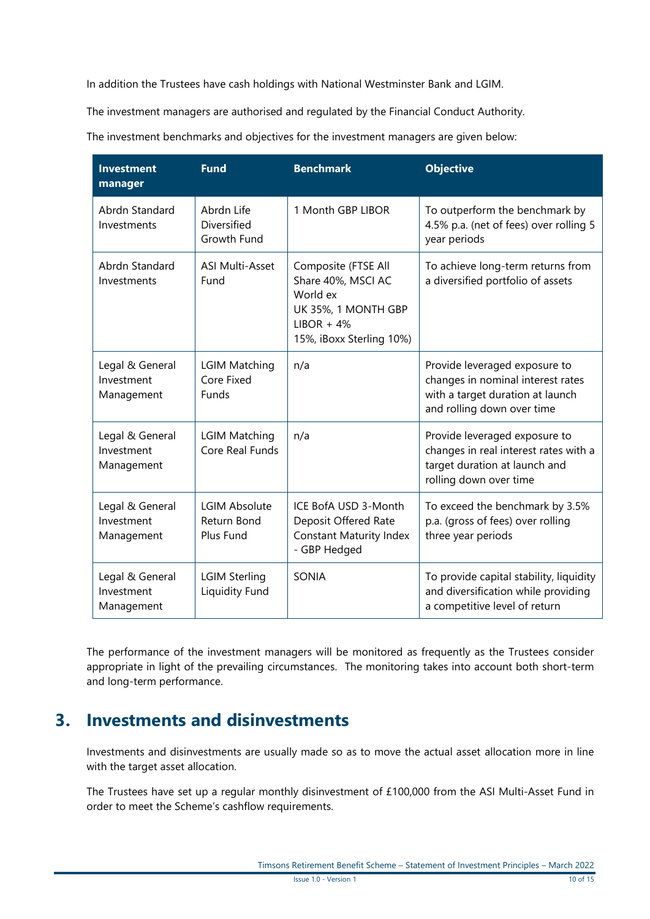In addition the Trustees have cash holdings with National Westminster Bank and LGIM.

The investment managers are authorised and regulated by the Financial Conduct Authority.

The investment benchmarks and objectives for the investment managers are given below:

| Investment manager | Fund | Benchmark | Objective |
| --- | --- | --- | --- |
| Abrdn Standard Investments | Abrdn Life Diversified Growth Fund | 1 Month GBP LIBOR | To outperform the benchmark by 4.5% p.a. (net of fees) over rolling 5 year periods |
| Abrdn Standard Investments | ASI Multi-Asset Fund | Composite (FTSE All Share 40%, MSCI AC World ex UK 35%, 1 MONTH GBP LIBOR + 4% 15%, iBoxx Sterling 10%) | To achieve long-term returns from a diversified portfolio of assets |
| Legal & General Investment Management | LGIM Matching Core Fixed Funds | n/a | Provide leveraged exposure to changes in nominal interest rates with a target duration at launch and rolling down over time |
| Legal & General Investment Management | LGIM Matching Core Real Funds | n/a | Provide leveraged exposure to changes in real interest rates with a target duration at launch and rolling down over time |
| Legal & General Investment Management | LGIM Absolute Return Bond Plus Fund | ICE BofA USD 3-Month Deposit Offered Rate Constant Maturity Index - GBP Hedged | To exceed the benchmark by 3.5% p.a. (gross of fees) over rolling three year periods |
| Legal & General Investment Management | LGIM Sterling Liquidity Fund | SONIA | To provide capital stability, liquidity and diversification while providing a competitive level of return |

The performance of the investment managers will be monitored as frequently as the Trustees consider appropriate in light of the prevailing circumstances. The monitoring takes into account both short-term and long-term performance.

## 3. Investments and disinvestments

Investments and disinvestments are usually made so as to move the actual asset allocation more in line with the target asset allocation.

The Trustees have set up a regular monthly disinvestment of £100,000 from the ASI Multi-Asset Fund in order to meet the Scheme's cashflow requirements.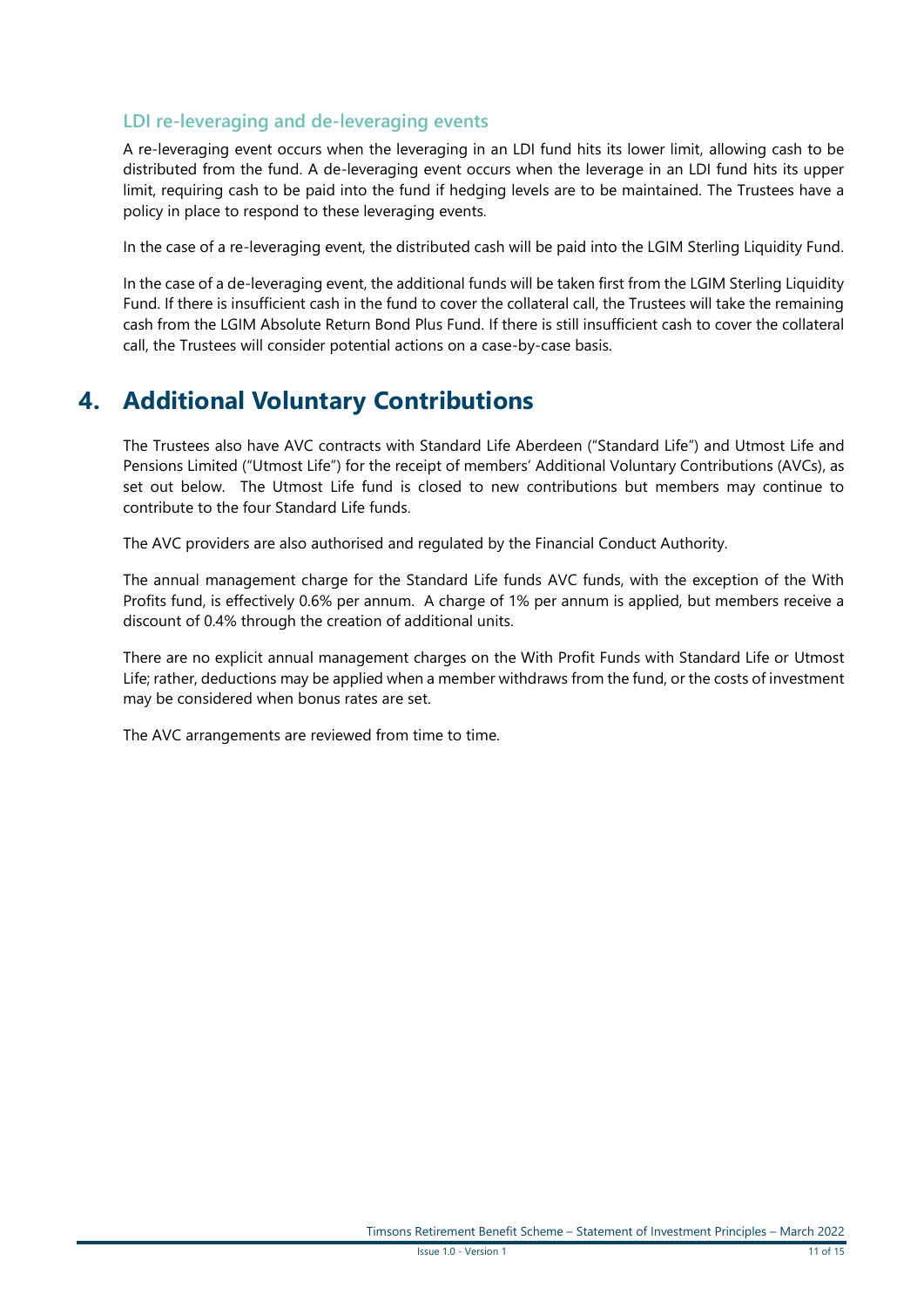### LDI re-leveraging and de-leveraging events

A re-leveraging event occurs when the leveraging in an LDI fund hits its lower limit, allowing cash to be distributed from the fund. A de-leveraging event occurs when the leverage in an LDI fund hits its upper limit, requiring cash to be paid into the fund if hedging levels are to be maintained. The Trustees have a policy in place to respond to these leveraging events.

In the case of a re-leveraging event, the distributed cash will be paid into the LGIM Sterling Liquidity Fund.

In the case of a de-leveraging event, the additional funds will be taken first from the LGIM Sterling Liquidity Fund. If there is insufficient cash in the fund to cover the collateral call, the Trustees will take the remaining cash from the LGIM Absolute Return Bond Plus Fund. If there is still insufficient cash to cover the collateral call, the Trustees will consider potential actions on a case-by-case basis.

## 4. Additional Voluntary Contributions

The Trustees also have AVC contracts with Standard Life Aberdeen ("Standard Life") and Utmost Life and Pensions Limited ("Utmost Life") for the receipt of members' Additional Voluntary Contributions (AVCs), as set out below. The Utmost Life fund is closed to new contributions but members may continue to contribute to the four Standard Life funds.

The AVC providers are also authorised and regulated by the Financial Conduct Authority.

The annual management charge for the Standard Life funds AVC funds, with the exception of the With Profits fund, is effectively 0.6% per annum. A charge of 1% per annum is applied, but members receive a discount of 0.4% through the creation of additional units.

There are no explicit annual management charges on the With Profit Funds with Standard Life or Utmost Life; rather, deductions may be applied when a member withdraws from the fund, or the costs of investment may be considered when bonus rates are set.

The AVC arrangements are reviewed from time to time.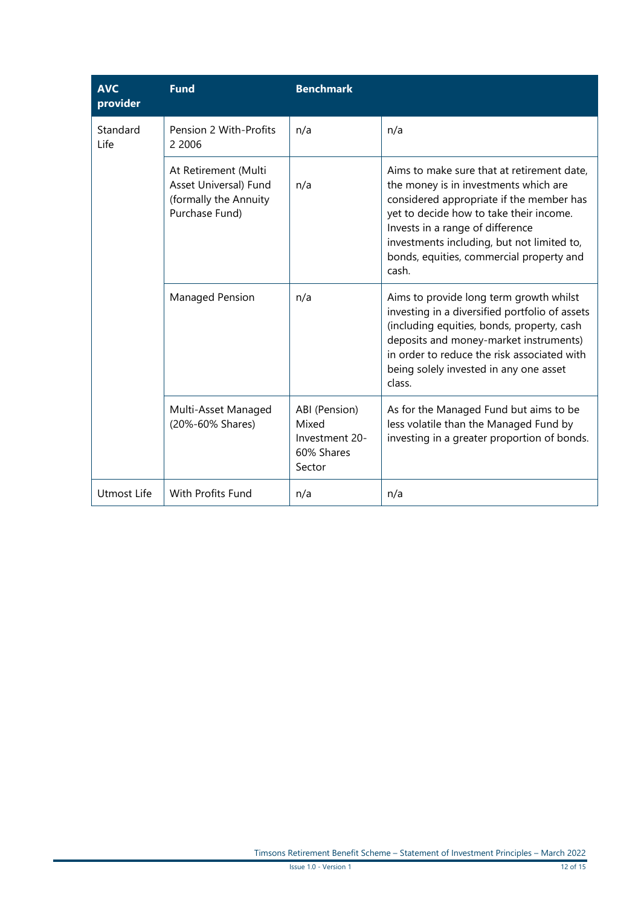| AVC provider | Fund | Benchmark | |
|---|---|---|---|
| Standard Life | Pension 2 With-Profits 2 2006 | n/a | n/a |
| | At Retirement (Multi Asset Universal) Fund (formally the Annuity Purchase Fund) | n/a | Aims to make sure that at retirement date, the money is in investments which are considered appropriate if the member has yet to decide how to take their income. Invests in a range of difference investments including, but not limited to, bonds, equities, commercial property and cash. |
| | Managed Pension | n/a | Aims to provide long term growth whilst investing in a diversified portfolio of assets (including equities, bonds, property, cash deposits and money-market instruments) in order to reduce the risk associated with being solely invested in any one asset class. |
| | Multi-Asset Managed (20%-60% Shares) | ABI (Pension) Mixed Investment 20-60% Shares Sector | As for the Managed Fund but aims to be less volatile than the Managed Fund by investing in a greater proportion of bonds. |
| Utmost Life | With Profits Fund | n/a | n/a |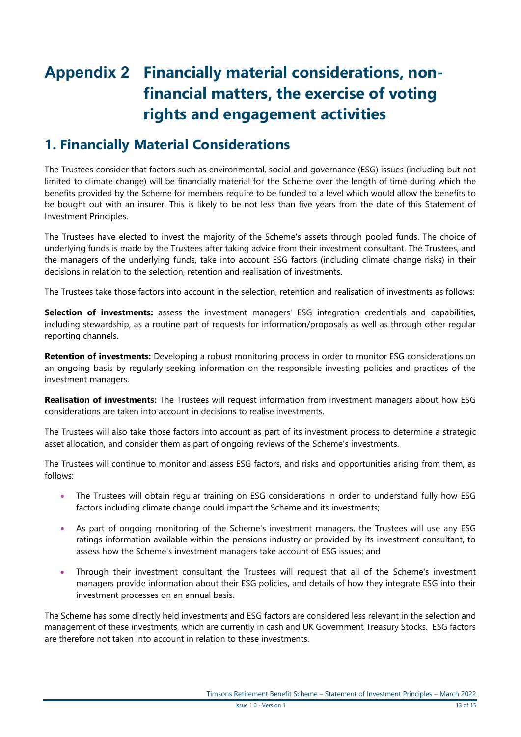# Appendix 2 Financially material considerations, non-financial matters, the exercise of voting rights and engagement activities

## 1. Financially Material Considerations

The Trustees consider that factors such as environmental, social and governance (ESG) issues (including but not limited to climate change) will be financially material for the Scheme over the length of time during which the benefits provided by the Scheme for members require to be funded to a level which would allow the benefits to be bought out with an insurer. This is likely to be not less than five years from the date of this Statement of Investment Principles.

The Trustees have elected to invest the majority of the Scheme's assets through pooled funds. The choice of underlying funds is made by the Trustees after taking advice from their investment consultant. The Trustees, and the managers of the underlying funds, take into account ESG factors (including climate change risks) in their decisions in relation to the selection, retention and realisation of investments.

The Trustees take those factors into account in the selection, retention and realisation of investments as follows:

**Selection of investments:** assess the investment managers' ESG integration credentials and capabilities, including stewardship, as a routine part of requests for information/proposals as well as through other regular reporting channels.

**Retention of investments:** Developing a robust monitoring process in order to monitor ESG considerations on an ongoing basis by regularly seeking information on the responsible investing policies and practices of the investment managers.

**Realisation of investments:** The Trustees will request information from investment managers about how ESG considerations are taken into account in decisions to realise investments.

The Trustees will also take those factors into account as part of its investment process to determine a strategic asset allocation, and consider them as part of ongoing reviews of the Scheme's investments.

The Trustees will continue to monitor and assess ESG factors, and risks and opportunities arising from them, as follows:

- The Trustees will obtain regular training on ESG considerations in order to understand fully how ESG factors including climate change could impact the Scheme and its investments;
- As part of ongoing monitoring of the Scheme's investment managers, the Trustees will use any ESG ratings information available within the pensions industry or provided by its investment consultant, to assess how the Scheme's investment managers take account of ESG issues; and
- Through their investment consultant the Trustees will request that all of the Scheme's investment managers provide information about their ESG policies, and details of how they integrate ESG into their investment processes on an annual basis.

The Scheme has some directly held investments and ESG factors are considered less relevant in the selection and management of these investments, which are currently in cash and UK Government Treasury Stocks. ESG factors are therefore not taken into account in relation to these investments.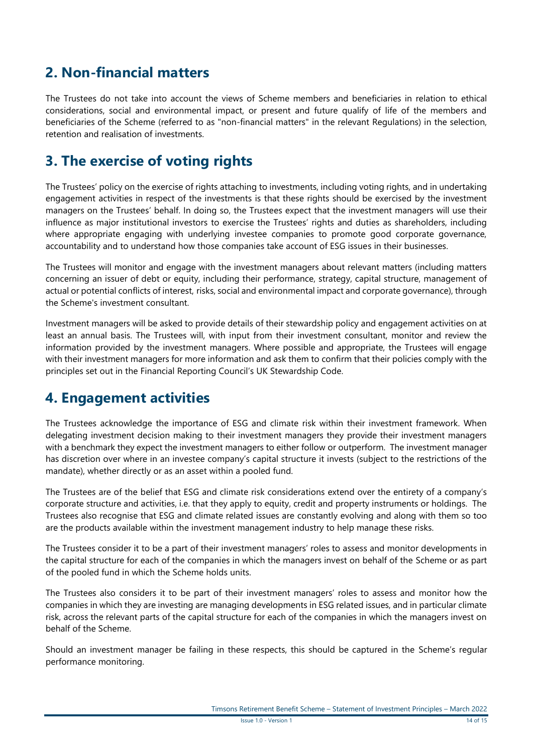## 2. Non-financial matters

The Trustees do not take into account the views of Scheme members and beneficiaries in relation to ethical considerations, social and environmental impact, or present and future qualify of life of the members and beneficiaries of the Scheme (referred to as "non-financial matters" in the relevant Regulations) in the selection, retention and realisation of investments.

## 3. The exercise of voting rights

The Trustees' policy on the exercise of rights attaching to investments, including voting rights, and in undertaking engagement activities in respect of the investments is that these rights should be exercised by the investment managers on the Trustees' behalf. In doing so, the Trustees expect that the investment managers will use their influence as major institutional investors to exercise the Trustees' rights and duties as shareholders, including where appropriate engaging with underlying investee companies to promote good corporate governance, accountability and to understand how those companies take account of ESG issues in their businesses.

The Trustees will monitor and engage with the investment managers about relevant matters (including matters concerning an issuer of debt or equity, including their performance, strategy, capital structure, management of actual or potential conflicts of interest, risks, social and environmental impact and corporate governance), through the Scheme's investment consultant.

Investment managers will be asked to provide details of their stewardship policy and engagement activities on at least an annual basis. The Trustees will, with input from their investment consultant, monitor and review the information provided by the investment managers. Where possible and appropriate, the Trustees will engage with their investment managers for more information and ask them to confirm that their policies comply with the principles set out in the Financial Reporting Council's UK Stewardship Code.

## 4. Engagement activities

The Trustees acknowledge the importance of ESG and climate risk within their investment framework. When delegating investment decision making to their investment managers they provide their investment managers with a benchmark they expect the investment managers to either follow or outperform. The investment manager has discretion over where in an investee company's capital structure it invests (subject to the restrictions of the mandate), whether directly or as an asset within a pooled fund.

The Trustees are of the belief that ESG and climate risk considerations extend over the entirety of a company's corporate structure and activities, i.e. that they apply to equity, credit and property instruments or holdings. The Trustees also recognise that ESG and climate related issues are constantly evolving and along with them so too are the products available within the investment management industry to help manage these risks.

The Trustees consider it to be a part of their investment managers' roles to assess and monitor developments in the capital structure for each of the companies in which the managers invest on behalf of the Scheme or as part of the pooled fund in which the Scheme holds units.

The Trustees also considers it to be part of their investment managers' roles to assess and monitor how the companies in which they are investing are managing developments in ESG related issues, and in particular climate risk, across the relevant parts of the capital structure for each of the companies in which the managers invest on behalf of the Scheme.

Should an investment manager be failing in these respects, this should be captured in the Scheme's regular performance monitoring.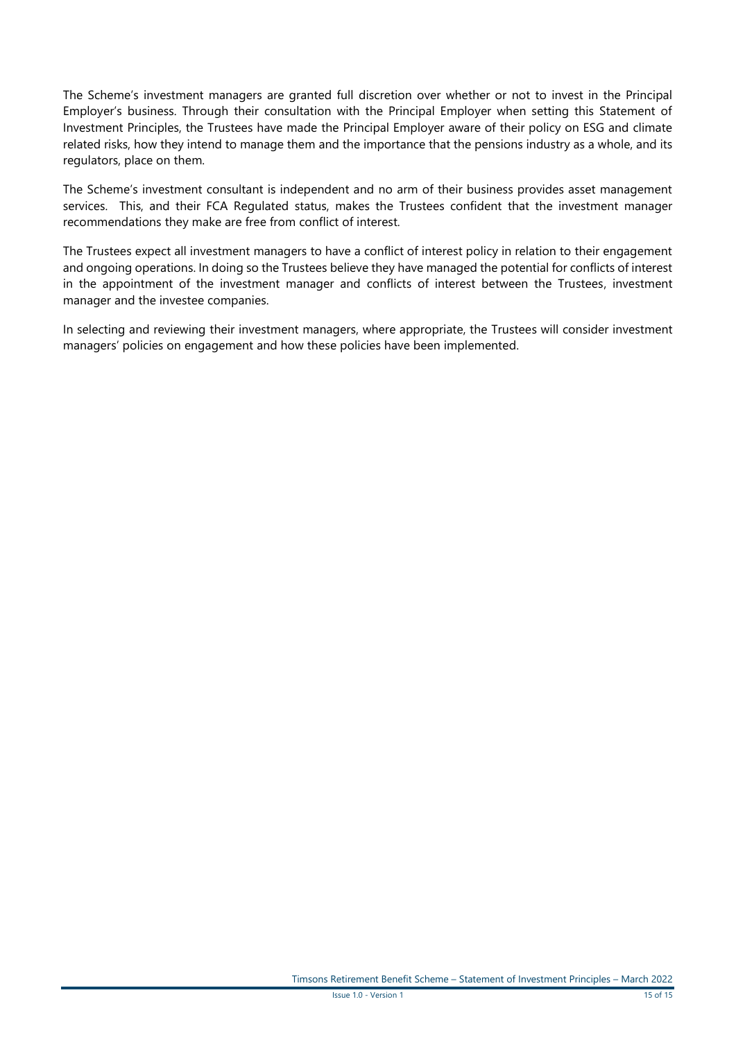The Scheme's investment managers are granted full discretion over whether or not to invest in the Principal Employer's business. Through their consultation with the Principal Employer when setting this Statement of Investment Principles, the Trustees have made the Principal Employer aware of their policy on ESG and climate related risks, how they intend to manage them and the importance that the pensions industry as a whole, and its regulators, place on them.

The Scheme's investment consultant is independent and no arm of their business provides asset management services. This, and their FCA Regulated status, makes the Trustees confident that the investment manager recommendations they make are free from conflict of interest.

The Trustees expect all investment managers to have a conflict of interest policy in relation to their engagement and ongoing operations. In doing so the Trustees believe they have managed the potential for conflicts of interest in the appointment of the investment manager and conflicts of interest between the Trustees, investment manager and the investee companies.

In selecting and reviewing their investment managers, where appropriate, the Trustees will consider investment managers' policies on engagement and how these policies have been implemented.